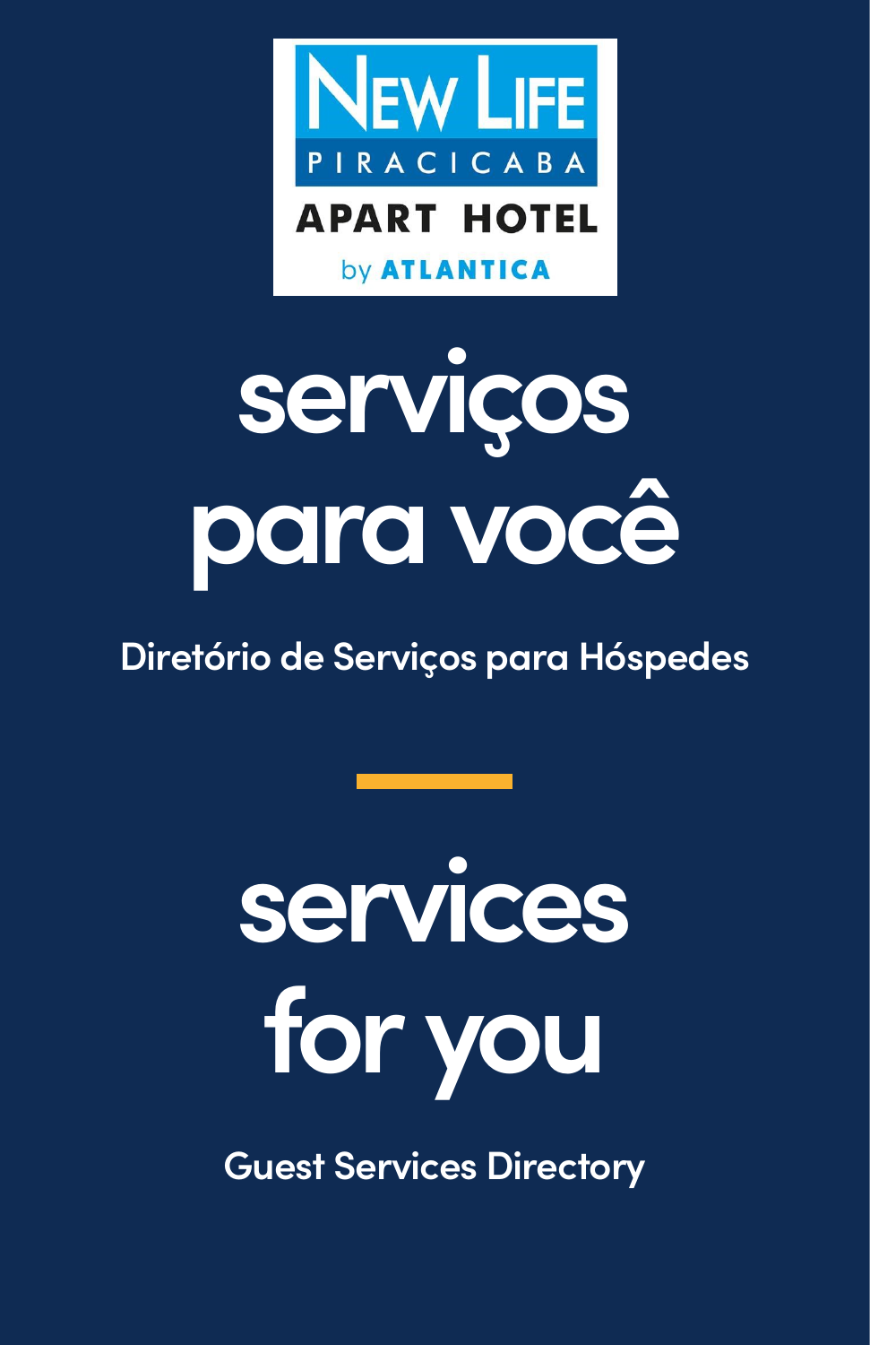NEW LIFE
PIRACICABA
APART HOTEL
by ATLANTICA

# serviços para você

**Diretório de Serviços para Hóspedes**

# services for you

**Guest Services Directory**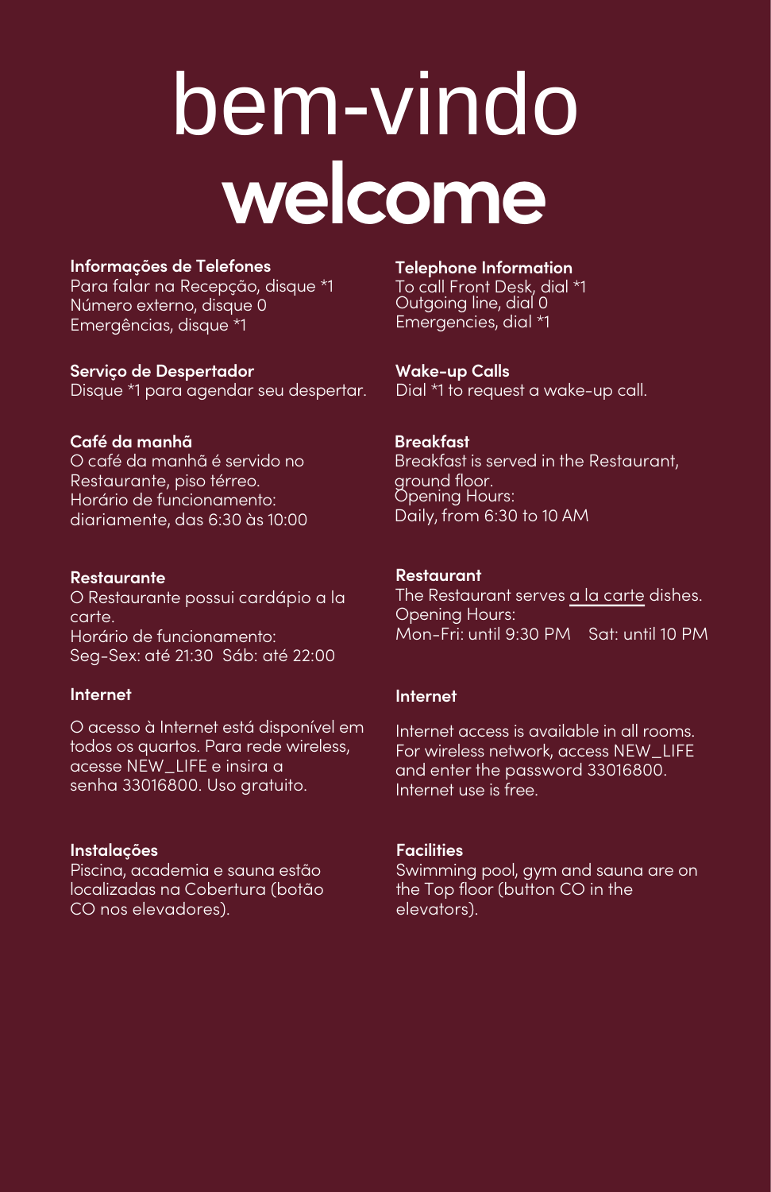# bem-vindo
# welcome

**Informações de Telefones**
Para falar na Recepção, disque *1
Número externo, disque 0
Emergências, disque *1

**Serviço de Despertador**
Disque *1 para agendar seu despertar.

**Café da manhã**
O café da manhã é servido no Restaurante, piso térreo.
Horário de funcionamento:
diariamente, das 6:30 às 10:00

**Restaurante**
O Restaurante possui cardápio a la carte.
Horário de funcionamento:
Seg-Sex: até 21:30 Sáb: até 22:00

**Internet**

O acesso à Internet está disponível em todos os quartos. Para rede wireless, acesse NEW_LIFE e insira a senha 33016800. Uso gratuito.

**Instalações**
Piscina, academia e sauna estão localizadas na Cobertura (botão CO nos elevadores).

**Telephone Information**
To call Front Desk, dial *1
Outgoing line, dial 0
Emergencies, dial *1

**Wake-up Calls**
Dial *1 to request a wake-up call.

**Breakfast**
Breakfast is served in the Restaurant, ground floor.
Opening Hours:
Daily, from 6:30 to 10 AM

**Restaurant**
The Restaurant serves a la carte dishes.
Opening Hours:
Mon-Fri: until 9:30 PM Sat: until 10 PM

**Internet**

Internet access is available in all rooms. For wireless network, access NEW_LIFE and enter the password 33016800. Internet use is free.

**Facilities**
Swimming pool, gym and sauna are on the Top floor (button CO in the elevators).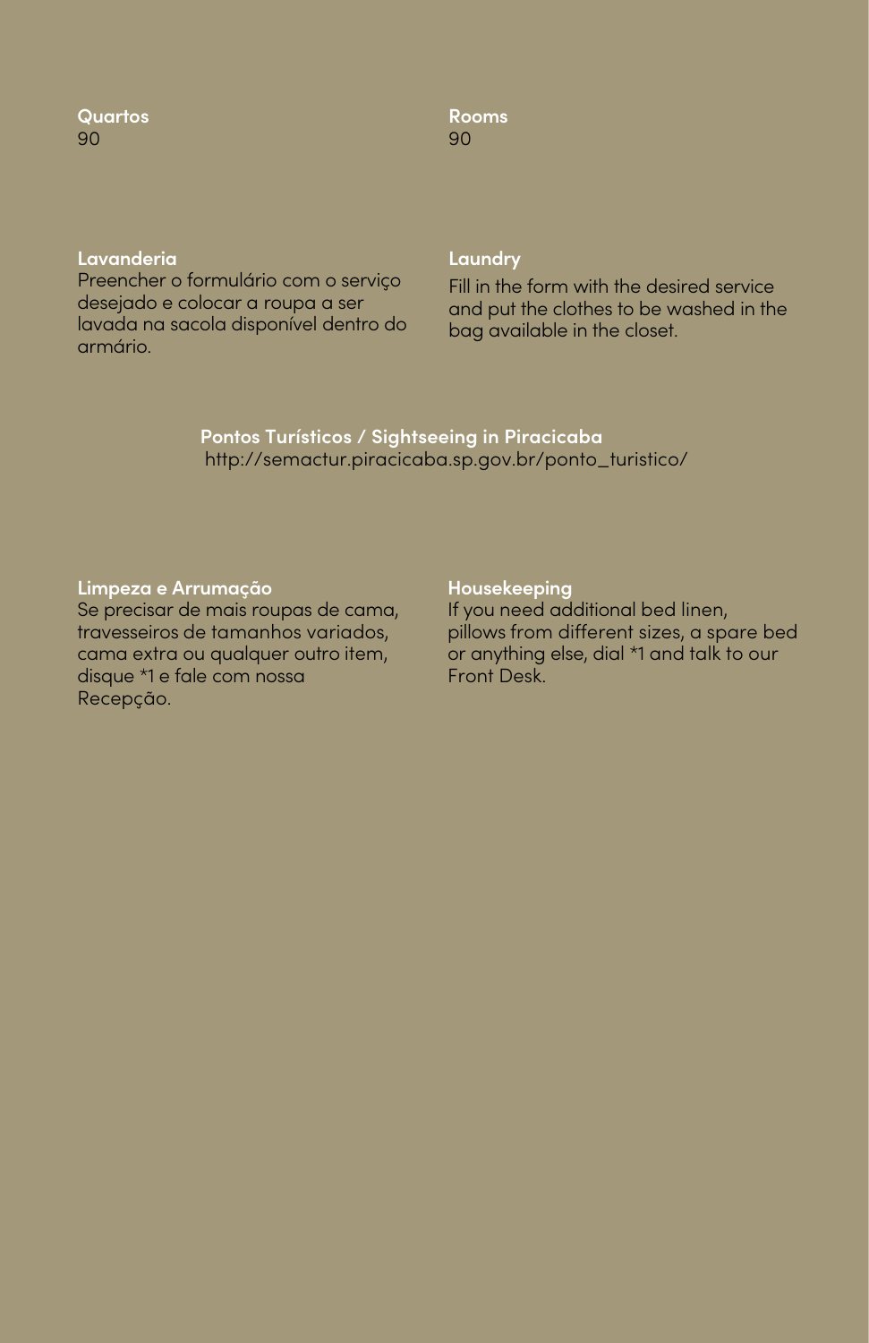**Quartos**
90

**Rooms**
90

**Lavanderia**
Preencher o formulário com o serviço desejado e colocar a roupa a ser lavada na sacola disponível dentro do armário.

**Laundry**
Fill in the form with the desired service and put the clothes to be washed in the bag available in the closet.

**Pontos Turísticos / Sightseeing in Piracicaba**
http://semactur.piracicaba.sp.gov.br/ponto_turistico/

**Limpeza e Arrumação**
Se precisar de mais roupas de cama, travesseiros de tamanhos variados, cama extra ou qualquer outro item, disque *1 e fale com nossa Recepção.

**Housekeeping**
If you need additional bed linen, pillows from different sizes, a spare bed or anything else, dial *1 and talk to our Front Desk.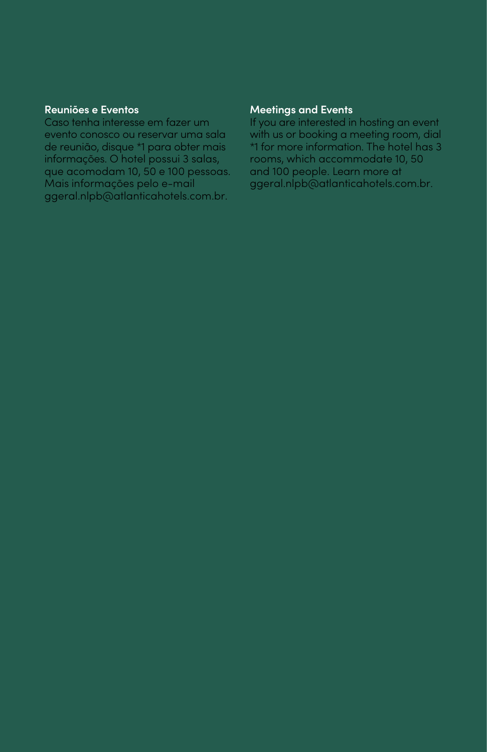**Reuniões e Eventos**

Caso tenha interesse em fazer um evento conosco ou reservar uma sala de reunião, disque *1 para obter mais informações. O hotel possui 3 salas, que acomodam 10, 50 e 100 pessoas. Mais informações pelo e-mail ggeral.nlpb@atlanticahotels.com.br.

**Meetings and Events**

If you are interested in hosting an event with us or booking a meeting room, dial *1 for more information. The hotel has 3 rooms, which accommodate 10, 50 and 100 people. Learn more at ggeral.nlpb@atlanticahotels.com.br.